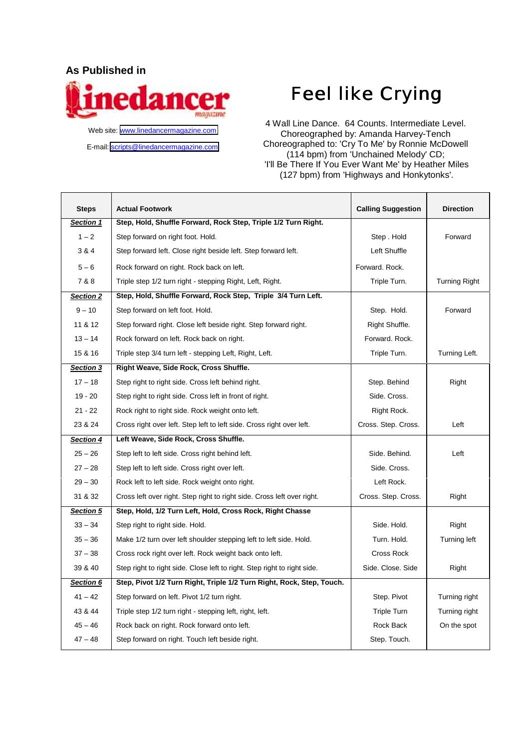**As Published in**

**Linedancer** magazine

Web site: www.linedancermagazine.com

E-mail: scripts@linedancermagazine.com

# Feel like Crying

4 Wall Line Dance. 64 Counts. Intermediate Level.
Choreographed by: Amanda Harvey-Tench
Choreographed to: 'Cry To Me' by Ronnie McDowell (114 bpm) from 'Unchained Melody' CD;
'I'll Be There If You Ever Want Me' by Heather Miles (127 bpm) from 'Highways and Honkytonks'.

| Steps | Actual Footwork | Calling Suggestion | Direction |
|---|---|---|---|
| ***Section 1*** | **Step, Hold, Shuffle Forward, Rock Step, Triple 1/2 Turn Right.** | | |
| 1 – 2 | Step forward on right foot. Hold. | Step . Hold | Forward |
| 3 & 4 | Step forward left. Close right beside left. Step forward left. | Left Shuffle | |
| 5 – 6 | Rock forward on right. Rock back on left. | Forward. Rock. | |
| 7 & 8 | Triple step 1/2 turn right - stepping Right, Left, Right. | Triple Turn. | Turning Right |
| ***Section 2*** | **Step, Hold, Shuffle Forward, Rock Step, Triple 3/4 Turn Left.** | | |
| 9 – 10 | Step forward on left foot. Hold. | Step. Hold. | Forward |
| 11 & 12 | Step forward right. Close left beside right. Step forward right. | Right Shuffle. | |
| 13 – 14 | Rock forward on left. Rock back on right. | Forward. Rock. | |
| 15 & 16 | Triple step 3/4 turn left - stepping Left, Right, Left. | Triple Turn. | Turning Left. |
| ***Section 3*** | **Right Weave, Side Rock, Cross Shuffle.** | | |
| 17 – 18 | Step right to right side. Cross left behind right. | Step. Behind | Right |
| 19 - 20 | Step right to right side. Cross left in front of right. | Side. Cross. | |
| 21 - 22 | Rock right to right side. Rock weight onto left. | Right Rock. | |
| 23 & 24 | Cross right over left. Step left to left side. Cross right over left. | Cross. Step. Cross. | Left |
| ***Section 4*** | **Left Weave, Side Rock, Cross Shuffle.** | | |
| 25 – 26 | Step left to left side. Cross right behind left. | Side. Behind. | Left |
| 27 – 28 | Step left to left side. Cross right over left. | Side. Cross. | |
| 29 – 30 | Rock left to left side. Rock weight onto right. | Left Rock. | |
| 31 & 32 | Cross left over right. Step right to right side. Cross left over right. | Cross. Step. Cross. | Right |
| ***Section 5*** | **Step, Hold, 1/2 Turn Left, Hold, Cross Rock, Right Chasse** | | |
| 33 – 34 | Step right to right side. Hold. | Side. Hold. | Right |
| 35 – 36 | Make 1/2 turn over left shoulder stepping left to left side. Hold. | Turn. Hold. | Turning left |
| 37 – 38 | Cross rock right over left. Rock weight back onto left. | Cross Rock | |
| 39 & 40 | Step right to right side. Close left to right. Step right to right side. | Side. Close. Side | Right |
| ***Section 6*** | **Step, Pivot 1/2 Turn Right, Triple 1/2 Turn Right, Rock, Step, Touch.** | | |
| 41 – 42 | Step forward on left. Pivot 1/2 turn right. | Step. Pivot | Turning right |
| 43 & 44 | Triple step 1/2 turn right - stepping left, right, left. | Triple Turn | Turning right |
| 45 – 46 | Rock back on right. Rock forward onto left. | Rock Back | On the spot |
| 47 – 48 | Step forward on right. Touch left beside right. | Step. Touch. | |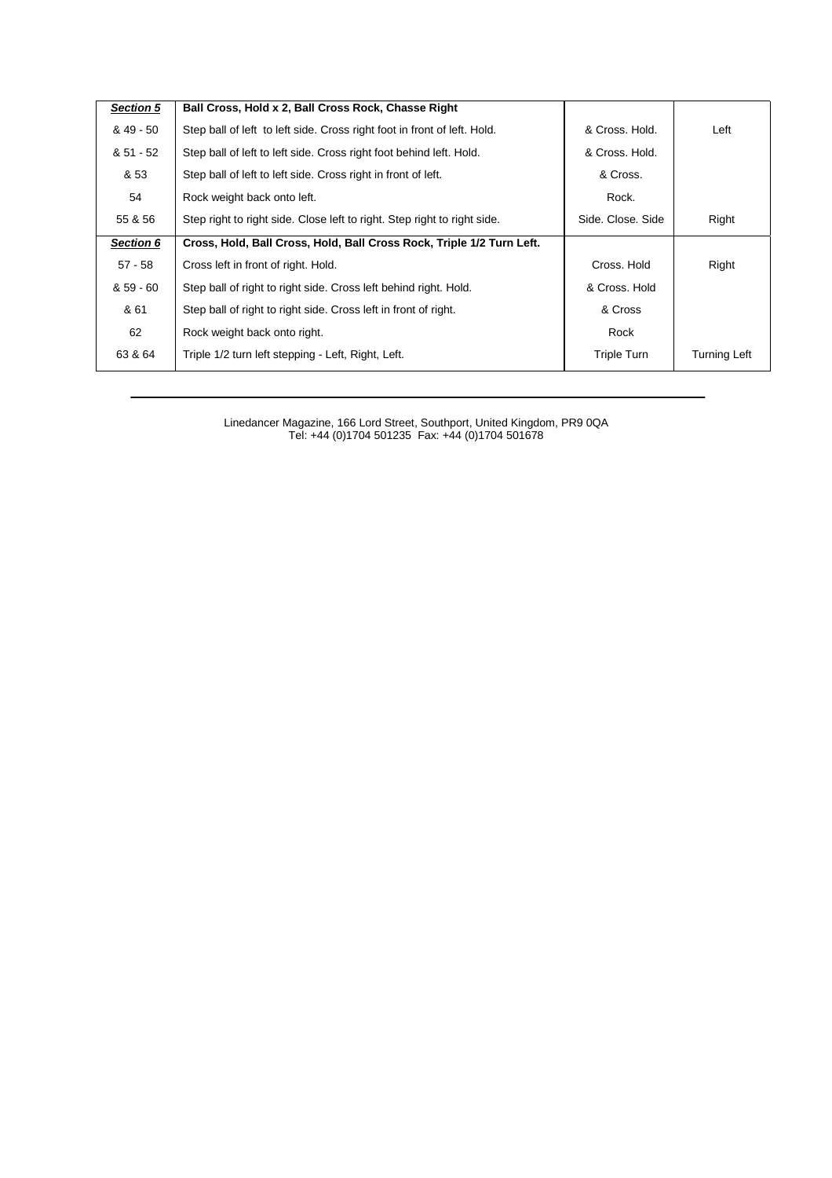| | | | |
|---|---|---|---|
| ***Section 5*** | **Ball Cross, Hold x 2, Ball Cross Rock, Chasse Right** | | |
| & 49 - 50 | Step ball of left to left side. Cross right foot in front of left. Hold. | & Cross. Hold. | Left |
| & 51 - 52 | Step ball of left to left side. Cross right foot behind left. Hold. | & Cross. Hold. | |
| & 53 | Step ball of left to left side. Cross right in front of left. | & Cross. | |
| 54 | Rock weight back onto left. | Rock. | |
| 55 & 56 | Step right to right side. Close left to right. Step right to right side. | Side. Close. Side | Right |
| ***Section 6*** | **Cross, Hold, Ball Cross, Hold, Ball Cross Rock, Triple 1/2 Turn Left.** | | |
| 57 - 58 | Cross left in front of right. Hold. | Cross. Hold | Right |
| & 59 - 60 | Step ball of right to right side. Cross left behind right. Hold. | & Cross. Hold | |
| & 61 | Step ball of right to right side. Cross left in front of right. | & Cross | |
| 62 | Rock weight back onto right. | Rock | |
| 63 & 64 | Triple 1/2 turn left stepping - Left, Right, Left. | Triple Turn | Turning Left |

Linedancer Magazine, 166 Lord Street, Southport, United Kingdom, PR9 0QA
Tel: +44 (0)1704 501235 Fax: +44 (0)1704 501678